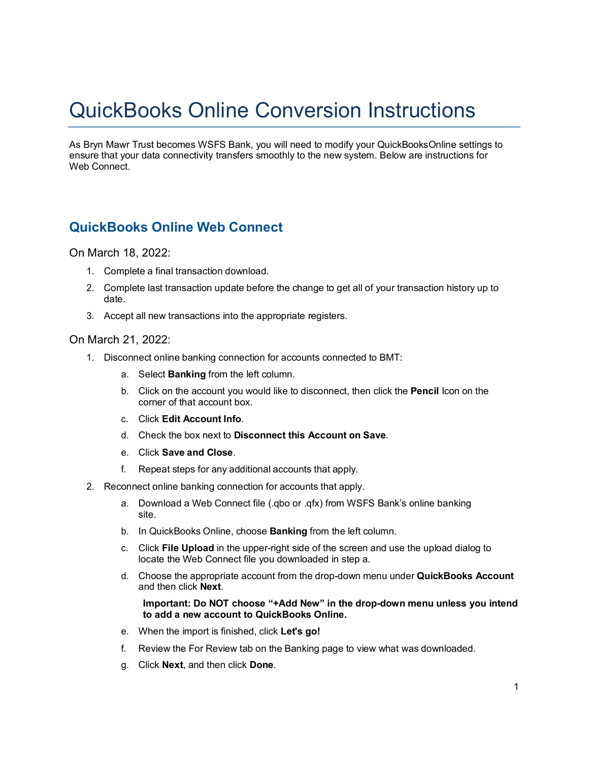# QuickBooks Online Conversion Instructions

As Bryn Mawr Trust becomes WSFS Bank, you will need to modify your QuickBooksOnline settings to ensure that your data connectivity transfers smoothly to the new system. Below are instructions for Web Connect.

## QuickBooks Online Web Connect

On March 18, 2022:

1. Complete a final transaction download.
2. Complete last transaction update before the change to get all of your transaction history up to date.
3. Accept all new transactions into the appropriate registers.

On March 21, 2022:

1. Disconnect online banking connection for accounts connected to BMT:
   a. Select **Banking** from the left column.
   b. Click on the account you would like to disconnect, then click the **Pencil** Icon on the corner of that account box.
   c. Click **Edit Account Info**.
   d. Check the box next to **Disconnect this Account on Save**.
   e. Click **Save and Close**.
   f. Repeat steps for any additional accounts that apply.
2. Reconnect online banking connection for accounts that apply.
   a. Download a Web Connect file (.qbo or .qfx) from WSFS Bank's online banking site.
   b. In QuickBooks Online, choose **Banking** from the left column.
   c. Click **File Upload** in the upper-right side of the screen and use the upload dialog to locate the Web Connect file you downloaded in step a.
   d. Choose the appropriate account from the drop-down menu under **QuickBooks Account** and then click **Next**.

      **Important: Do NOT choose "+Add New" in the drop-down menu unless you intend to add a new account to QuickBooks Online.**

   e. When the import is finished, click **Let's go!**
   f. Review the For Review tab on the Banking page to view what was downloaded.
   g. Click **Next**, and then click **Done**.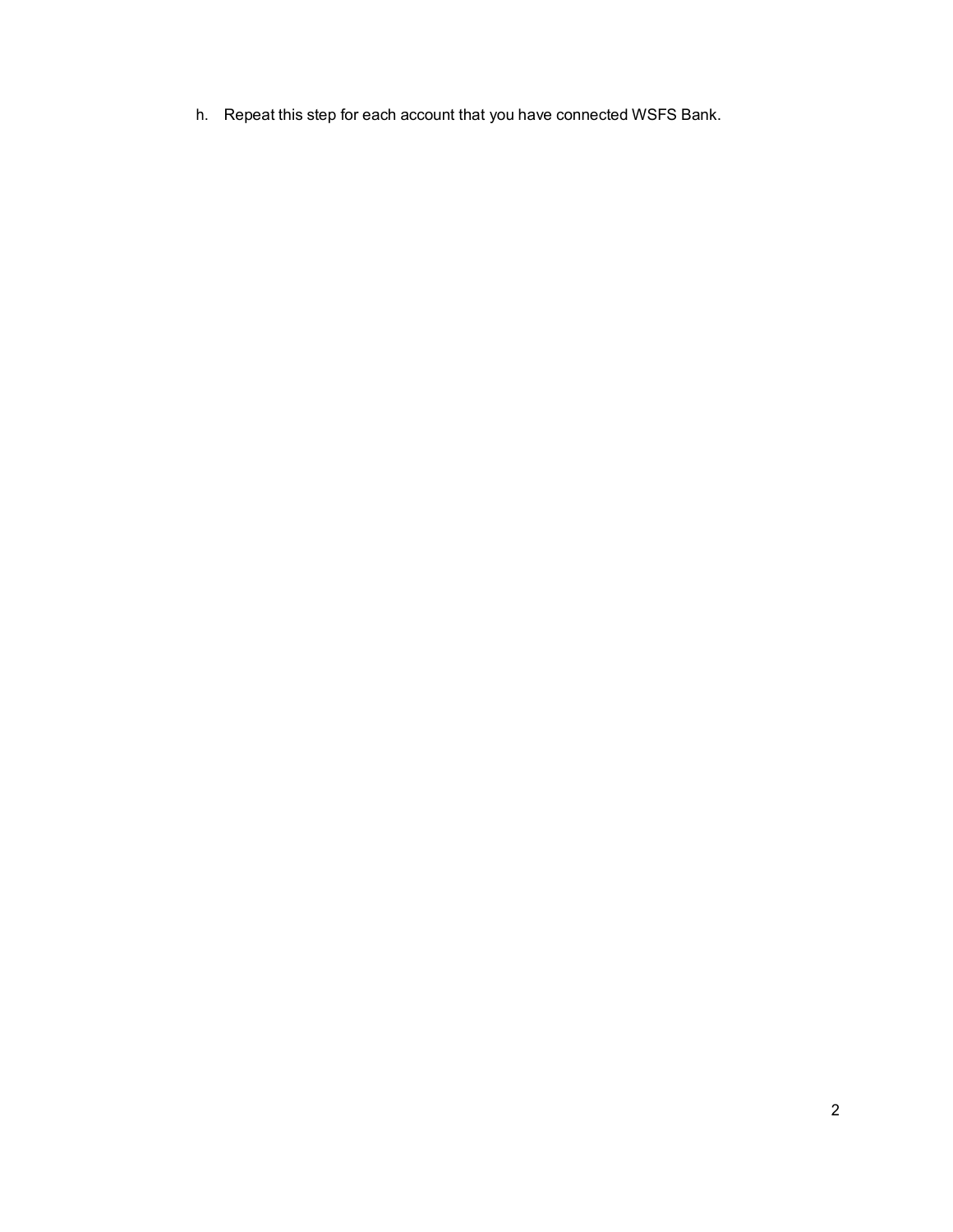h. Repeat this step for each account that you have connected WSFS Bank.